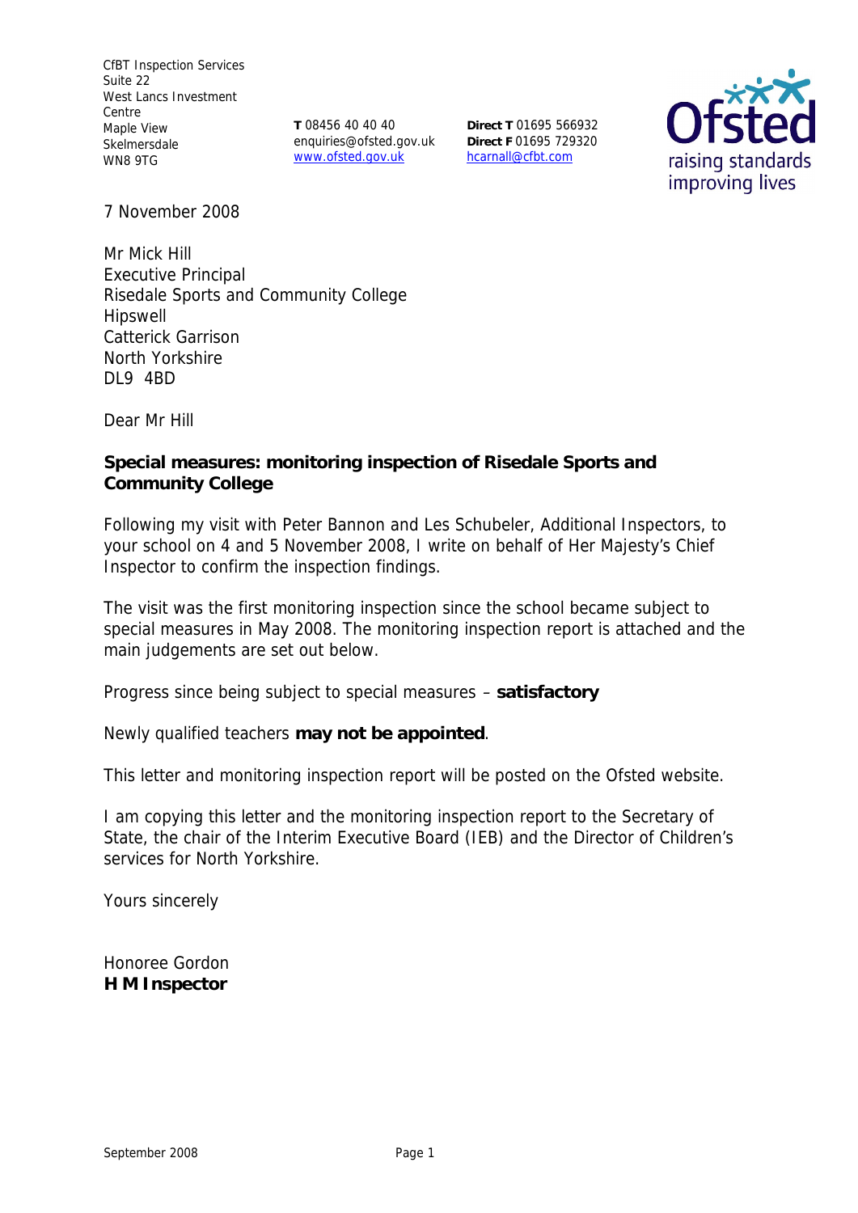CfBT Inspection Services
Suite 22
West Lancs Investment Centre
Maple View
Skelmersdale
WN8 9TG

**T** 08456 40 40 40
enquiries@ofsted.gov.uk
www.ofsted.gov.uk

**Direct T** 01695 566932
**Direct F** 01695 729320
hcarnall@cfbt.com

Ofsted
raising standards
improving lives

7 November 2008

Mr Mick Hill
Executive Principal
Risedale Sports and Community College
Hipswell
Catterick Garrison
North Yorkshire
DL9 4BD

Dear Mr Hill

**Special measures: monitoring inspection of Risedale Sports and Community College**

Following my visit with Peter Bannon and Les Schubeler, Additional Inspectors, to your school on 4 and 5 November 2008, I write on behalf of Her Majesty's Chief Inspector to confirm the inspection findings.

The visit was the first monitoring inspection since the school became subject to special measures in May 2008. The monitoring inspection report is attached and the main judgements are set out below.

Progress since being subject to special measures – **satisfactory**

Newly qualified teachers **may not be appointed**.

This letter and monitoring inspection report will be posted on the Ofsted website.

I am copying this letter and the monitoring inspection report to the Secretary of State, the chair of the Interim Executive Board (IEB) and the Director of Children's services for North Yorkshire.

Yours sincerely

Honoree Gordon
**H M Inspector**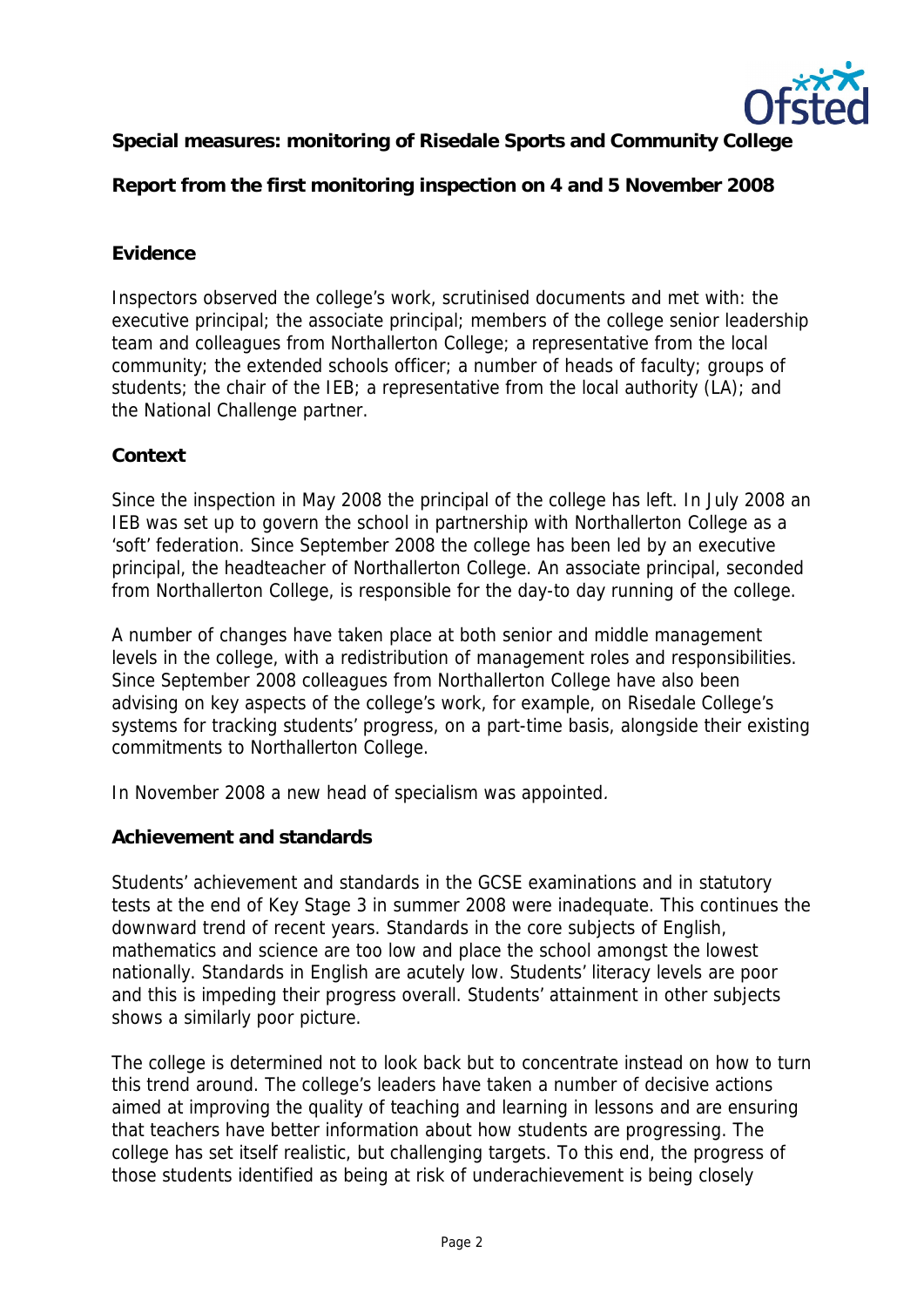**Special measures: monitoring of Risedale Sports and Community College**

**Report from the first monitoring inspection on 4 and 5 November 2008**

**Evidence**

Inspectors observed the college's work, scrutinised documents and met with: the executive principal; the associate principal; members of the college senior leadership team and colleagues from Northallerton College; a representative from the local community; the extended schools officer; a number of heads of faculty; groups of students; the chair of the IEB; a representative from the local authority (LA); and the National Challenge partner.

**Context**

Since the inspection in May 2008 the principal of the college has left. In July 2008 an IEB was set up to govern the school in partnership with Northallerton College as a 'soft' federation. Since September 2008 the college has been led by an executive principal, the headteacher of Northallerton College. An associate principal, seconded from Northallerton College, is responsible for the day-to day running of the college.

A number of changes have taken place at both senior and middle management levels in the college, with a redistribution of management roles and responsibilities. Since September 2008 colleagues from Northallerton College have also been advising on key aspects of the college's work, for example, on Risedale College's systems for tracking students' progress, on a part-time basis, alongside their existing commitments to Northallerton College.

In November 2008 a new head of specialism was appointed.

**Achievement and standards**

Students' achievement and standards in the GCSE examinations and in statutory tests at the end of Key Stage 3 in summer 2008 were inadequate. This continues the downward trend of recent years. Standards in the core subjects of English, mathematics and science are too low and place the school amongst the lowest nationally. Standards in English are acutely low. Students' literacy levels are poor and this is impeding their progress overall. Students' attainment in other subjects shows a similarly poor picture.

The college is determined not to look back but to concentrate instead on how to turn this trend around. The college's leaders have taken a number of decisive actions aimed at improving the quality of teaching and learning in lessons and are ensuring that teachers have better information about how students are progressing. The college has set itself realistic, but challenging targets. To this end, the progress of those students identified as being at risk of underachievement is being closely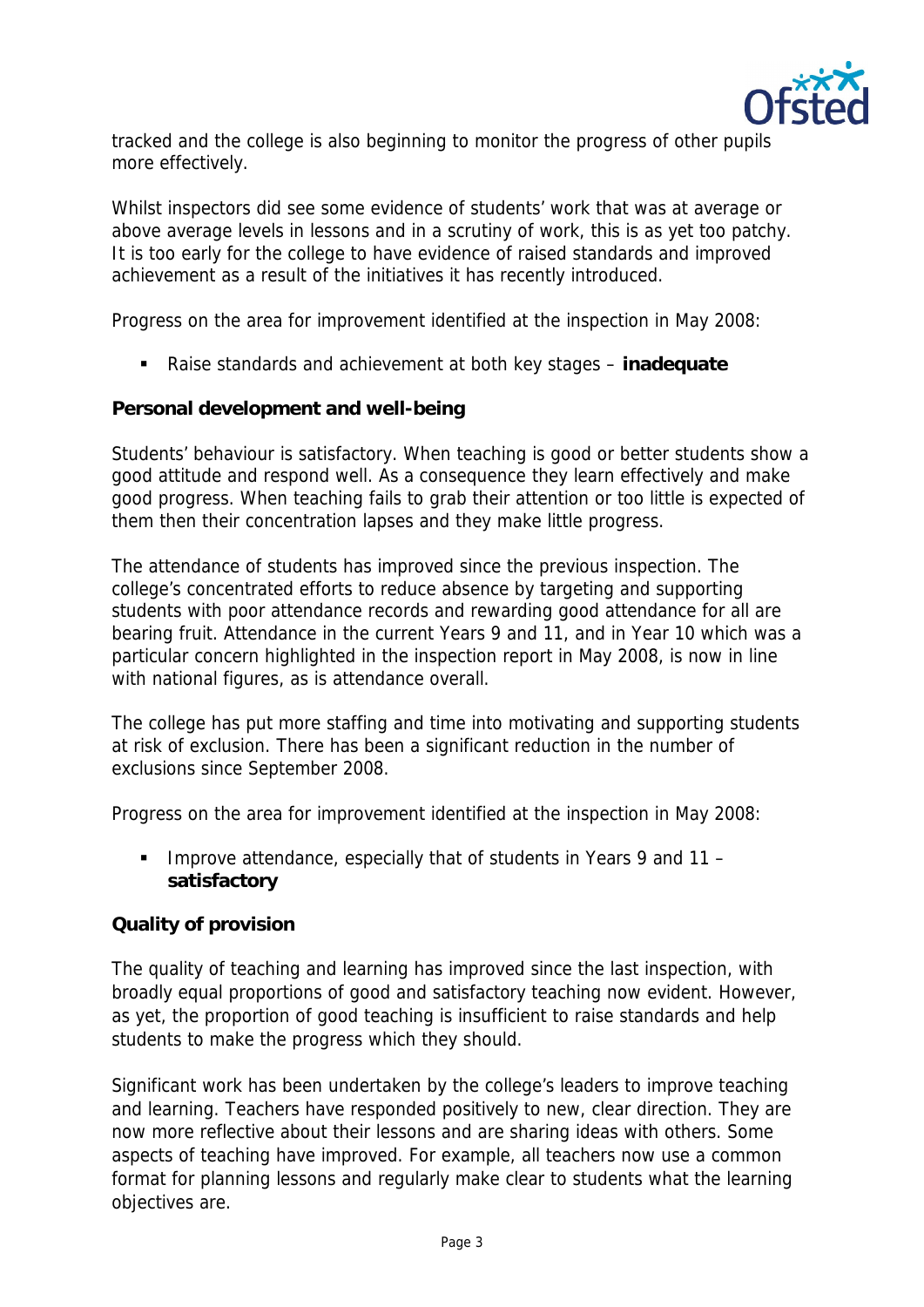tracked and the college is also beginning to monitor the progress of other pupils more effectively.

Whilst inspectors did see some evidence of students' work that was at average or above average levels in lessons and in a scrutiny of work, this is as yet too patchy. It is too early for the college to have evidence of raised standards and improved achievement as a result of the initiatives it has recently introduced.

Progress on the area for improvement identified at the inspection in May 2008:

- Raise standards and achievement at both key stages – **inadequate**

**Personal development and well-being**

Students' behaviour is satisfactory. When teaching is good or better students show a good attitude and respond well. As a consequence they learn effectively and make good progress. When teaching fails to grab their attention or too little is expected of them then their concentration lapses and they make little progress.

The attendance of students has improved since the previous inspection. The college's concentrated efforts to reduce absence by targeting and supporting students with poor attendance records and rewarding good attendance for all are bearing fruit. Attendance in the current Years 9 and 11, and in Year 10 which was a particular concern highlighted in the inspection report in May 2008, is now in line with national figures, as is attendance overall.

The college has put more staffing and time into motivating and supporting students at risk of exclusion. There has been a significant reduction in the number of exclusions since September 2008.

Progress on the area for improvement identified at the inspection in May 2008:

- Improve attendance, especially that of students in Years 9 and 11 – **satisfactory**

**Quality of provision**

The quality of teaching and learning has improved since the last inspection, with broadly equal proportions of good and satisfactory teaching now evident. However, as yet, the proportion of good teaching is insufficient to raise standards and help students to make the progress which they should.

Significant work has been undertaken by the college's leaders to improve teaching and learning. Teachers have responded positively to new, clear direction. They are now more reflective about their lessons and are sharing ideas with others. Some aspects of teaching have improved. For example, all teachers now use a common format for planning lessons and regularly make clear to students what the learning objectives are.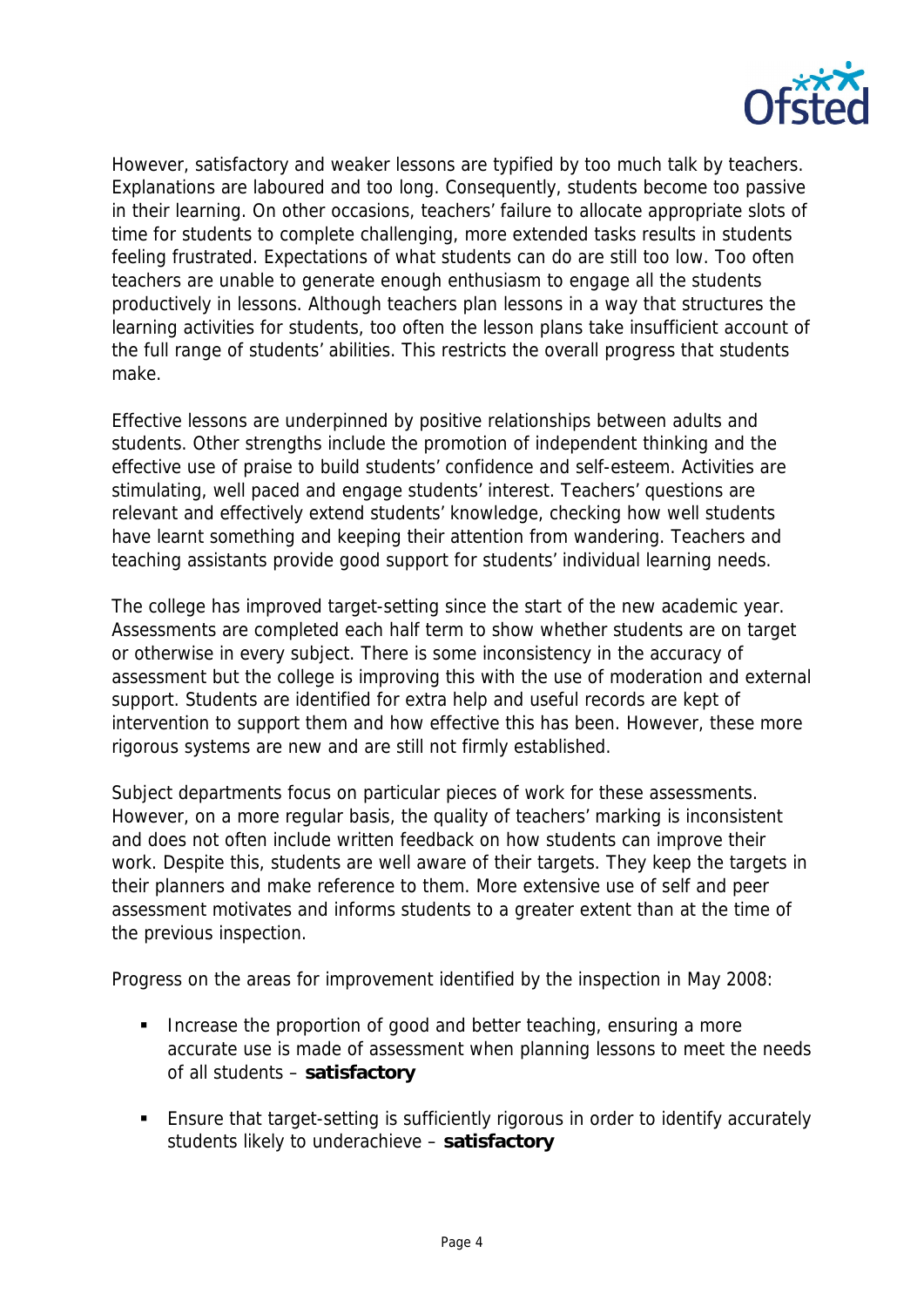However, satisfactory and weaker lessons are typified by too much talk by teachers. Explanations are laboured and too long. Consequently, students become too passive in their learning. On other occasions, teachers' failure to allocate appropriate slots of time for students to complete challenging, more extended tasks results in students feeling frustrated. Expectations of what students can do are still too low. Too often teachers are unable to generate enough enthusiasm to engage all the students productively in lessons. Although teachers plan lessons in a way that structures the learning activities for students, too often the lesson plans take insufficient account of the full range of students' abilities. This restricts the overall progress that students make.

Effective lessons are underpinned by positive relationships between adults and students. Other strengths include the promotion of independent thinking and the effective use of praise to build students' confidence and self-esteem. Activities are stimulating, well paced and engage students' interest. Teachers' questions are relevant and effectively extend students' knowledge, checking how well students have learnt something and keeping their attention from wandering. Teachers and teaching assistants provide good support for students' individual learning needs.

The college has improved target-setting since the start of the new academic year. Assessments are completed each half term to show whether students are on target or otherwise in every subject. There is some inconsistency in the accuracy of assessment but the college is improving this with the use of moderation and external support. Students are identified for extra help and useful records are kept of intervention to support them and how effective this has been. However, these more rigorous systems are new and are still not firmly established.

Subject departments focus on particular pieces of work for these assessments. However, on a more regular basis, the quality of teachers' marking is inconsistent and does not often include written feedback on how students can improve their work. Despite this, students are well aware of their targets. They keep the targets in their planners and make reference to them. More extensive use of self and peer assessment motivates and informs students to a greater extent than at the time of the previous inspection.

Progress on the areas for improvement identified by the inspection in May 2008:

- Increase the proportion of good and better teaching, ensuring a more accurate use is made of assessment when planning lessons to meet the needs of all students – **satisfactory**
- Ensure that target-setting is sufficiently rigorous in order to identify accurately students likely to underachieve – **satisfactory**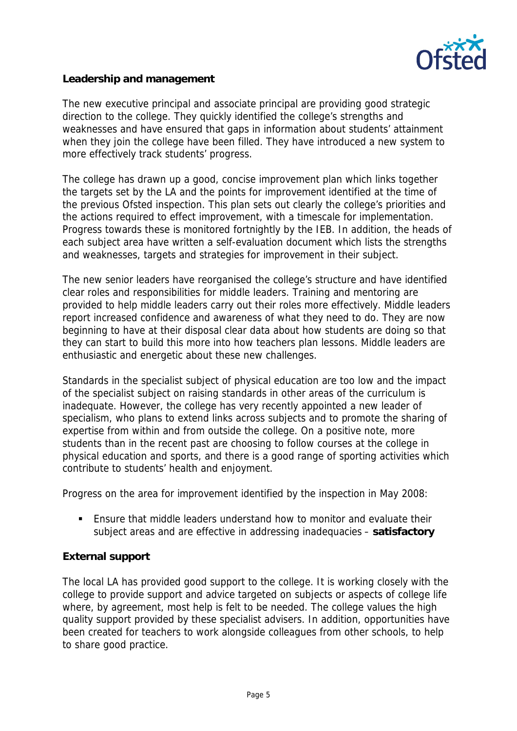## Leadership and management

The new executive principal and associate principal are providing good strategic direction to the college. They quickly identified the college's strengths and weaknesses and have ensured that gaps in information about students' attainment when they join the college have been filled. They have introduced a new system to more effectively track students' progress.

The college has drawn up a good, concise improvement plan which links together the targets set by the LA and the points for improvement identified at the time of the previous Ofsted inspection. This plan sets out clearly the college's priorities and the actions required to effect improvement, with a timescale for implementation. Progress towards these is monitored fortnightly by the IEB. In addition, the heads of each subject area have written a self-evaluation document which lists the strengths and weaknesses, targets and strategies for improvement in their subject.

The new senior leaders have reorganised the college's structure and have identified clear roles and responsibilities for middle leaders. Training and mentoring are provided to help middle leaders carry out their roles more effectively. Middle leaders report increased confidence and awareness of what they need to do. They are now beginning to have at their disposal clear data about how students are doing so that they can start to build this more into how teachers plan lessons. Middle leaders are enthusiastic and energetic about these new challenges.

Standards in the specialist subject of physical education are too low and the impact of the specialist subject on raising standards in other areas of the curriculum is inadequate. However, the college has very recently appointed a new leader of specialism, who plans to extend links across subjects and to promote the sharing of expertise from within and from outside the college. On a positive note, more students than in the recent past are choosing to follow courses at the college in physical education and sports, and there is a good range of sporting activities which contribute to students' health and enjoyment.

Progress on the area for improvement identified by the inspection in May 2008:

- Ensure that middle leaders understand how to monitor and evaluate their subject areas and are effective in addressing inadequacies – **satisfactory**

## External support

The local LA has provided good support to the college. It is working closely with the college to provide support and advice targeted on subjects or aspects of college life where, by agreement, most help is felt to be needed. The college values the high quality support provided by these specialist advisers. In addition, opportunities have been created for teachers to work alongside colleagues from other schools, to help to share good practice.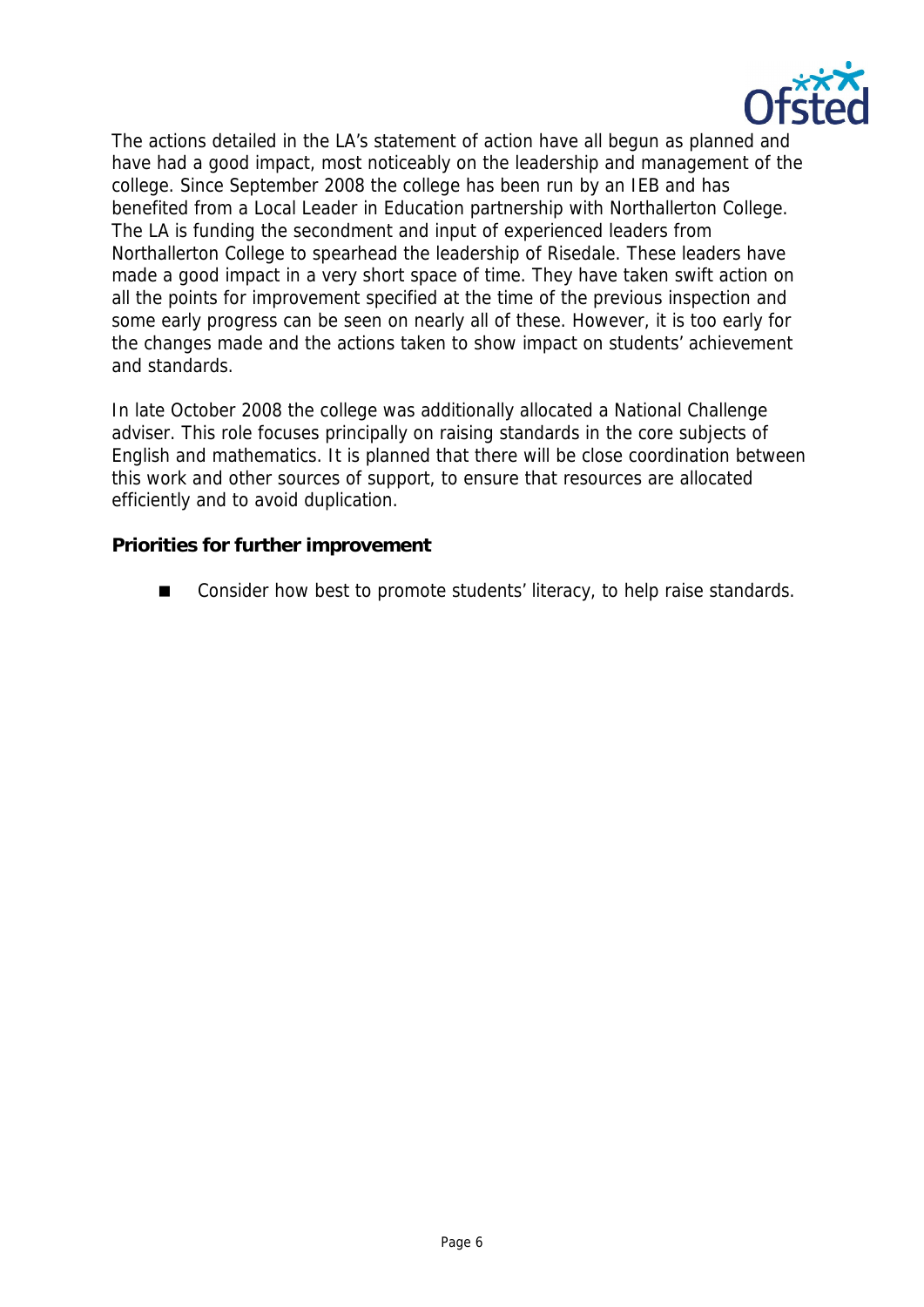The actions detailed in the LA's statement of action have all begun as planned and have had a good impact, most noticeably on the leadership and management of the college. Since September 2008 the college has been run by an IEB and has benefited from a Local Leader in Education partnership with Northallerton College. The LA is funding the secondment and input of experienced leaders from Northallerton College to spearhead the leadership of Risedale. These leaders have made a good impact in a very short space of time. They have taken swift action on all the points for improvement specified at the time of the previous inspection and some early progress can be seen on nearly all of these. However, it is too early for the changes made and the actions taken to show impact on students' achievement and standards.

In late October 2008 the college was additionally allocated a National Challenge adviser. This role focuses principally on raising standards in the core subjects of English and mathematics. It is planned that there will be close coordination between this work and other sources of support, to ensure that resources are allocated efficiently and to avoid duplication.

**Priorities for further improvement**

- Consider how best to promote students' literacy, to help raise standards.